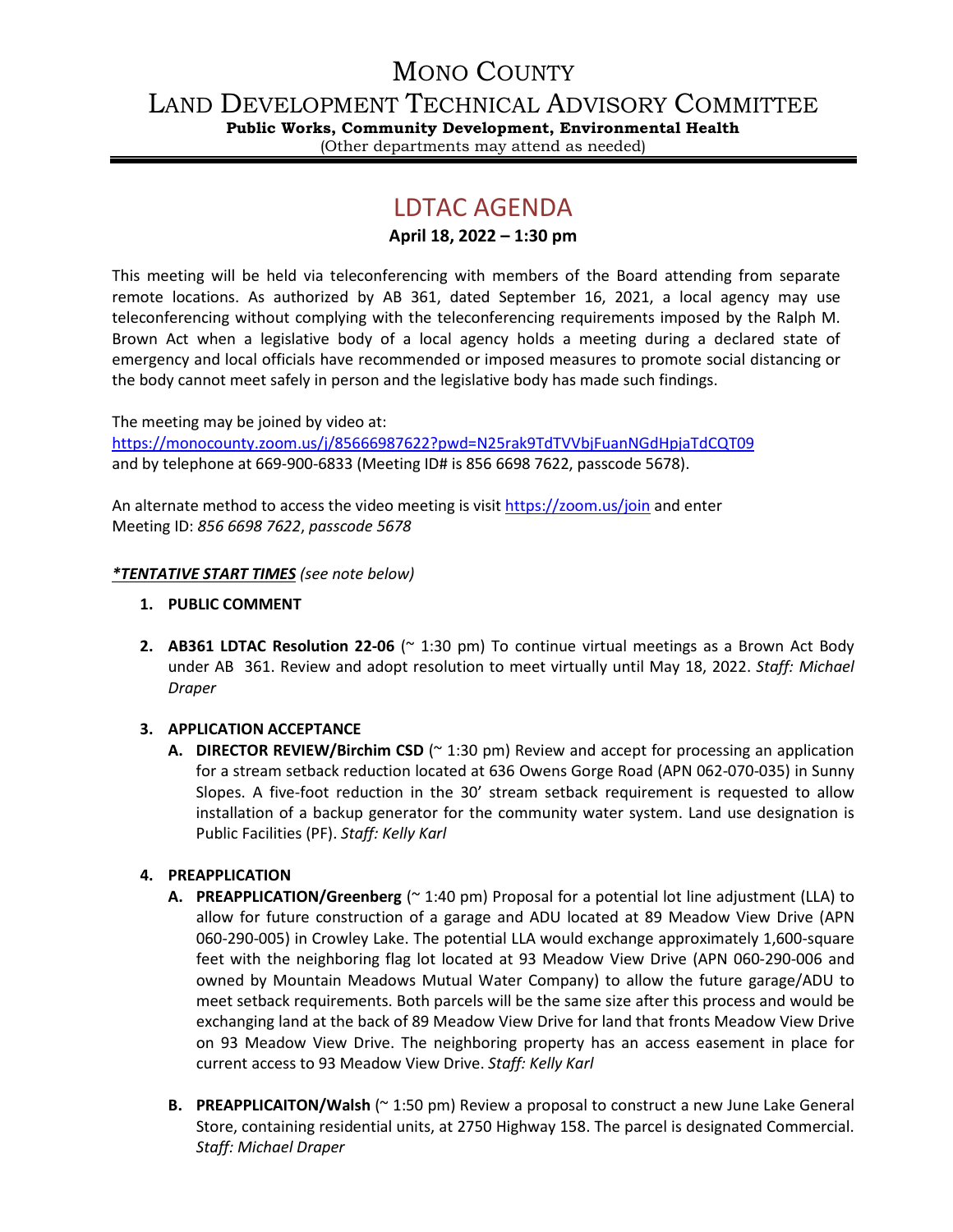# Mono County

# Land Development Technical Advisory Committee

**Public Works, Community Development, Environmental Health**

(Other departments may attend as needed)

## LDTAC AGENDA

**April 18, 2022 – 1:30 pm**

This meeting will be held via teleconferencing with members of the Board attending from separate remote locations. As authorized by AB 361, dated September 16, 2021, a local agency may use teleconferencing without complying with the teleconferencing requirements imposed by the Ralph M. Brown Act when a legislative body of a local agency holds a meeting during a declared state of emergency and local officials have recommended or imposed measures to promote social distancing or the body cannot meet safely in person and the legislative body has made such findings.

The meeting may be joined by video at:
https://monocounty.zoom.us/j/85666987622?pwd=N25rak9TdTVVbjFuanNGdHpjaTdCQT09
and by telephone at 669-900-6833 (Meeting ID# is 856 6698 7622, passcode 5678).

An alternate method to access the video meeting is visit https://zoom.us/join and enter
Meeting ID: *856 6698 7622*, *passcode 5678*

***TENTATIVE START TIMES*** *(see note below)*

1. **PUBLIC COMMENT**

2. **AB361 LDTAC Resolution 22-06** (~ 1:30 pm) To continue virtual meetings as a Brown Act Body under AB 361. Review and adopt resolution to meet virtually until May 18, 2022. *Staff: Michael Draper*

3. **APPLICATION ACCEPTANCE**
   - **A. DIRECTOR REVIEW/Birchim CSD** (~ 1:30 pm) Review and accept for processing an application for a stream setback reduction located at 636 Owens Gorge Road (APN 062-070-035) in Sunny Slopes. A five-foot reduction in the 30' stream setback requirement is requested to allow installation of a backup generator for the community water system. Land use designation is Public Facilities (PF). *Staff: Kelly Karl*

4. **PREAPPLICATION**
   - **A. PREAPPLICATION/Greenberg** (~ 1:40 pm) Proposal for a potential lot line adjustment (LLA) to allow for future construction of a garage and ADU located at 89 Meadow View Drive (APN 060-290-005) in Crowley Lake. The potential LLA would exchange approximately 1,600-square feet with the neighboring flag lot located at 93 Meadow View Drive (APN 060-290-006 and owned by Mountain Meadows Mutual Water Company) to allow the future garage/ADU to meet setback requirements. Both parcels will be the same size after this process and would be exchanging land at the back of 89 Meadow View Drive for land that fronts Meadow View Drive on 93 Meadow View Drive. The neighboring property has an access easement in place for current access to 93 Meadow View Drive. *Staff: Kelly Karl*
   - **B. PREAPPLICAITON/Walsh** (~ 1:50 pm) Review a proposal to construct a new June Lake General Store, containing residential units, at 2750 Highway 158. The parcel is designated Commercial. *Staff: Michael Draper*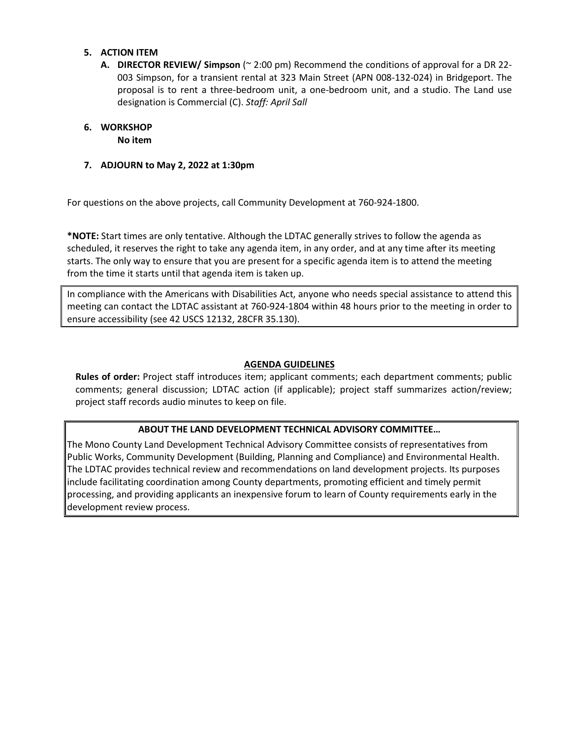5. **ACTION ITEM**
   A. **DIRECTOR REVIEW/ Simpson** (~ 2:00 pm) Recommend the conditions of approval for a DR 22-003 Simpson, for a transient rental at 323 Main Street (APN 008-132-024) in Bridgeport. The proposal is to rent a three-bedroom unit, a one-bedroom unit, and a studio. The Land use designation is Commercial (C). *Staff: April Sall*

6. **WORKSHOP**
   **No item**

7. **ADJOURN to May 2, 2022 at 1:30pm**

For questions on the above projects, call Community Development at 760-924-1800.

***NOTE:** Start times are only tentative. Although the LDTAC generally strives to follow the agenda as scheduled, it reserves the right to take any agenda item, in any order, and at any time after its meeting starts. The only way to ensure that you are present for a specific agenda item is to attend the meeting from the time it starts until that agenda item is taken up.

In compliance with the Americans with Disabilities Act, anyone who needs special assistance to attend this meeting can contact the LDTAC assistant at 760-924-1804 within 48 hours prior to the meeting in order to ensure accessibility (see 42 USCS 12132, 28CFR 35.130).

## AGENDA GUIDELINES

**Rules of order:** Project staff introduces item; applicant comments; each department comments; public comments; general discussion; LDTAC action (if applicable); project staff summarizes action/review; project staff records audio minutes to keep on file.

**ABOUT THE LAND DEVELOPMENT TECHNICAL ADVISORY COMMITTEE…**

The Mono County Land Development Technical Advisory Committee consists of representatives from Public Works, Community Development (Building, Planning and Compliance) and Environmental Health. The LDTAC provides technical review and recommendations on land development projects. Its purposes include facilitating coordination among County departments, promoting efficient and timely permit processing, and providing applicants an inexpensive forum to learn of County requirements early in the development review process.